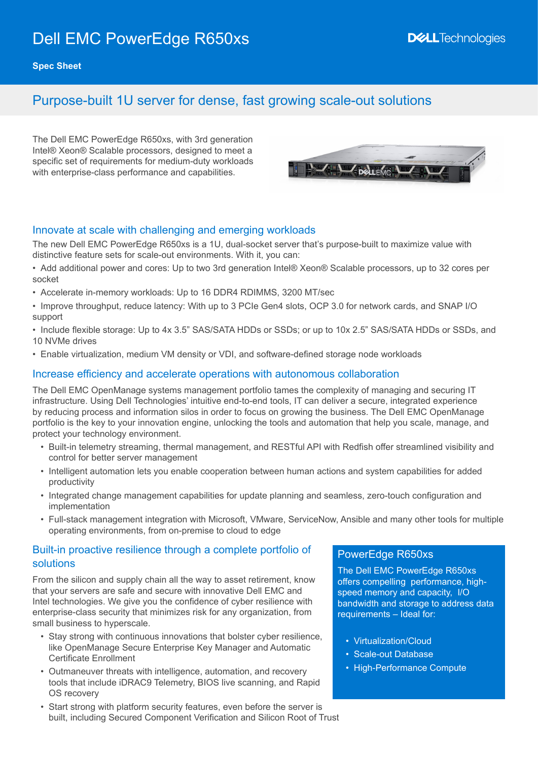# Dell EMC PowerEdge R650xs

**Spec Sheet**

## Purpose-built 1U server for dense, fast growing scale-out solutions

The Dell EMC PowerEdge R650xs, with 3rd generation Intel® Xeon® Scalable processors, designed to meet a specific set of requirements for medium-duty workloads with enterprise-class performance and capabilities.

### Innovate at scale with challenging and emerging workloads

The new Dell EMC PowerEdge R650xs is a 1U, dual-socket server that's purpose-built to maximize value with distinctive feature sets for scale-out environments. With it, you can:

- Add additional power and cores: Up to two 3rd generation Intel® Xeon® Scalable processors, up to 32 cores per socket
- Accelerate in-memory workloads: Up to 16 DDR4 RDIMMS, 3200 MT/sec
- Improve throughput, reduce latency: With up to 3 PCIe Gen4 slots, OCP 3.0 for network cards, and SNAP I/O support
- Include flexible storage: Up to 4x 3.5" SAS/SATA HDDs or SSDs; or up to 10x 2.5" SAS/SATA HDDs or SSDs, and 10 NVMe drives
- Enable virtualization, medium VM density or VDI, and software-defined storage node workloads

### Increase efficiency and accelerate operations with autonomous collaboration

The Dell EMC OpenManage systems management portfolio tames the complexity of managing and securing IT infrastructure. Using Dell Technologies' intuitive end-to-end tools, IT can deliver a secure, integrated experience by reducing process and information silos in order to focus on growing the business. The Dell EMC OpenManage portfolio is the key to your innovation engine, unlocking the tools and automation that help you scale, manage, and protect your technology environment.

- Built-in telemetry streaming, thermal management, and RESTful API with Redfish offer streamlined visibility and control for better server management
- Intelligent automation lets you enable cooperation between human actions and system capabilities for added productivity
- Integrated change management capabilities for update planning and seamless, zero-touch configuration and implementation
- Full-stack management integration with Microsoft, VMware, ServiceNow, Ansible and many other tools for multiple operating environments, from on-premise to cloud to edge

### Built-in proactive resilience through a complete portfolio of solutions

From the silicon and supply chain all the way to asset retirement, know that your servers are safe and secure with innovative Dell EMC and Intel technologies. We give you the confidence of cyber resilience with enterprise-class security that minimizes risk for any organization, from small business to hyperscale.

- Stay strong with continuous innovations that bolster cyber resilience, like OpenManage Secure Enterprise Key Manager and Automatic Certificate Enrollment
- Outmaneuver threats with intelligence, automation, and recovery tools that include iDRAC9 Telemetry, BIOS live scanning, and Rapid OS recovery
- Start strong with platform security features, even before the server is built, including Secured Component Verification and Silicon Root of Trust

### PowerEdge R650xs

The Dell EMC PowerEdge R650xs offers compelling performance, high-speed memory and capacity, I/O bandwidth and storage to address data requirements – Ideal for:

- Virtualization/Cloud
- Scale-out Database
- High-Performance Compute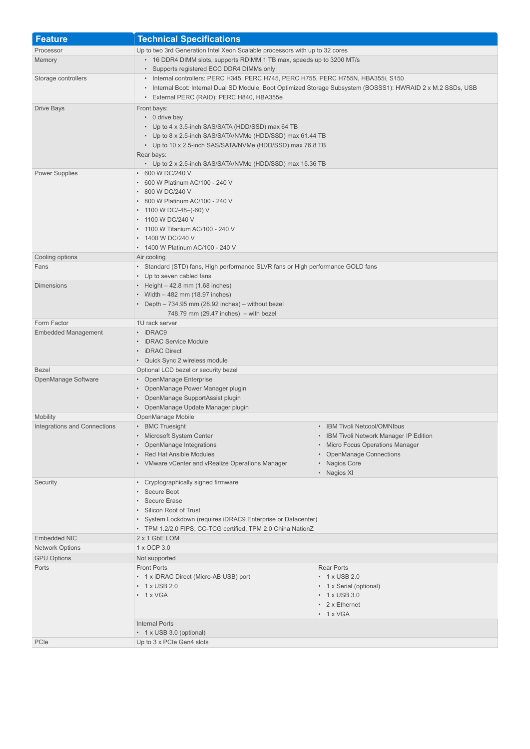| Feature | Technical Specifications |
| --- | --- |
| Processor | Up to two 3rd Generation Intel Xeon Scalable processors with up to 32 cores |
| Memory | • 16 DDR4 DIMM slots, supports RDIMM 1 TB max, speeds up to 3200 MT/s<br>• Supports registered ECC DDR4 DIMMs only |
| Storage controllers | • Internal controllers: PERC H345, PERC H745, PERC H755, PERC H755N, HBA355i, S150<br>• Internal Boot: Internal Dual SD Module, Boot Optimized Storage Subsystem (BOSSS1): HWRAID 2 x M.2 SSDs, USB<br>• External PERC (RAID): PERC H840, HBA355e |
| Drive Bays | Front bays:<br>• 0 drive bay<br>• Up to 4 x 3.5-inch SAS/SATA (HDD/SSD) max 64 TB<br>• Up to 8 x 2.5-inch SAS/SATA/NVMe (HDD/SSD) max 61.44 TB<br>• Up to 10 x 2.5-inch SAS/SATA/NVMe (HDD/SSD) max 76.8 TB<br>Rear bays:<br>• Up to 2 x 2.5-inch SAS/SATA/NVMe (HDD/SSD) max 15.36 TB |
| Power Supplies | • 600 W DC/240 V<br>• 600 W Platinum AC/100 - 240 V<br>• 800 W DC/240 V<br>• 800 W Platinum AC/100 - 240 V<br>• 1100 W DC/-48–(-60) V<br>• 1100 W DC/240 V<br>• 1100 W Titanium AC/100 - 240 V<br>• 1400 W DC/240 V<br>• 1400 W Platinum AC/100 - 240 V |
| Cooling options | Air cooling |
| Fans | • Standard (STD) fans, High performance SLVR fans or High performance GOLD fans<br>• Up to seven cabled fans |
| Dimensions | • Height – 42.8 mm (1.68 inches)<br>• Width – 482 mm (18.97 inches)<br>• Depth – 734.95 mm (28.92 inches) – without bezel<br>748.79 mm (29.47 inches) – with bezel |
| Form Factor | 1U rack server |
| Embedded Management | • iDRAC9<br>• iDRAC Service Module<br>• iDRAC Direct<br>• Quick Sync 2 wireless module |
| Bezel | Optional LCD bezel or security bezel |
| OpenManage Software | • OpenManage Enterprise<br>• OpenManage Power Manager plugin<br>• OpenManage SupportAssist plugin<br>• OpenManage Update Manager plugin |
| Mobility | OpenManage Mobile |
| Integrations and Connections | • BMC Truesight<br>• Microsoft System Center<br>• OpenManage Integrations<br>• Red Hat Ansible Modules<br>• VMware vCenter and vRealize Operations Manager<br>• IBM Tivoli Netcool/OMNIbus<br>• IBM Tivoli Network Manager IP Edition<br>• Micro Focus Operations Manager<br>• OpenManage Connections<br>• Nagios Core<br>• Nagios XI |
| Security | • Cryptographically signed firmware<br>• Secure Boot<br>• Secure Erase<br>• Silicon Root of Trust<br>• System Lockdown (requires iDRAC9 Enterprise or Datacenter)<br>• TPM 1.2/2.0 FIPS, CC-TCG certified, TPM 2.0 China NationZ |
| Embedded NIC | 2 x 1 GbE LOM |
| Network Options | 1 x OCP 3.0 |
| GPU Options | Not supported |
| Ports | Front Ports<br>• 1 x iDRAC Direct (Micro-AB USB) port<br>• 1 x USB 2.0<br>• 1 x VGA<br>Rear Ports<br>• 1 x USB 2.0<br>• 1 x Serial (optional)<br>• 1 x USB 3.0<br>• 2 x Ethernet<br>• 1 x VGA<br>Internal Ports<br>• 1 x USB 3.0 (optional) |
| PCIe | Up to 3 x PCIe Gen4 slots |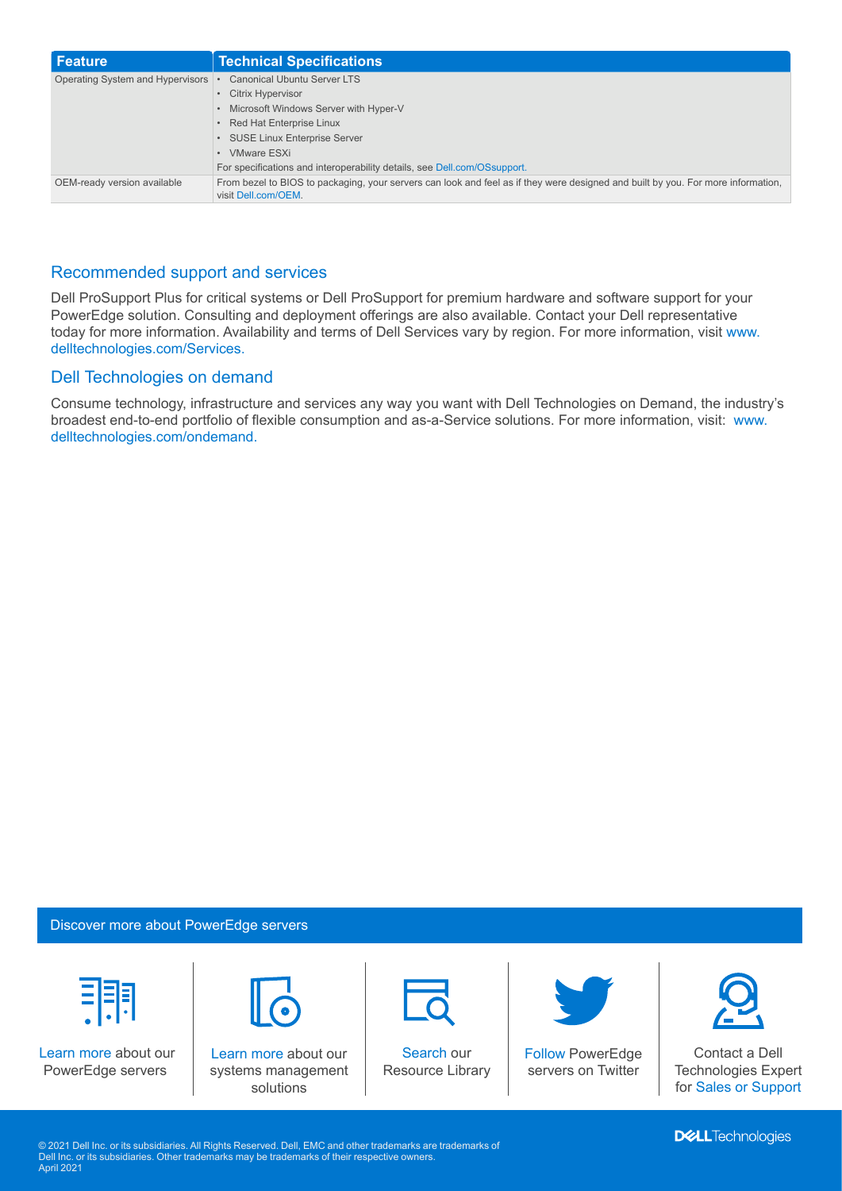| Feature | Technical Specifications |
| --- | --- |
| Operating System and Hypervisors | • Canonical Ubuntu Server LTS<br>• Citrix Hypervisor<br>• Microsoft Windows Server with Hyper-V<br>• Red Hat Enterprise Linux<br>• SUSE Linux Enterprise Server<br>• VMware ESXi<br>For specifications and interoperability details, see Dell.com/OSsupport. |
| OEM-ready version available | From bezel to BIOS to packaging, your servers can look and feel as if they were designed and built by you. For more information, visit Dell.com/OEM. |

## Recommended support and services

Dell ProSupport Plus for critical systems or Dell ProSupport for premium hardware and software support for your PowerEdge solution. Consulting and deployment offerings are also available. Contact your Dell representative today for more information. Availability and terms of Dell Services vary by region. For more information, visit www.delltechnologies.com/Services.

## Dell Technologies on demand

Consume technology, infrastructure and services any way you want with Dell Technologies on Demand, the industry's broadest end-to-end portfolio of flexible consumption and as-a-Service solutions. For more information, visit: www.delltechnologies.com/ondemand.

Discover more about PowerEdge servers

Learn more about our PowerEdge servers

Learn more about our systems management solutions

Search our Resource Library

Follow PowerEdge servers on Twitter

Contact a Dell Technologies Expert for Sales or Support

© 2021 Dell Inc. or its subsidiaries. All Rights Reserved. Dell, EMC and other trademarks are trademarks of Dell Inc. or its subsidiaries. Other trademarks may be trademarks of their respective owners.
April 2021

DELL Technologies